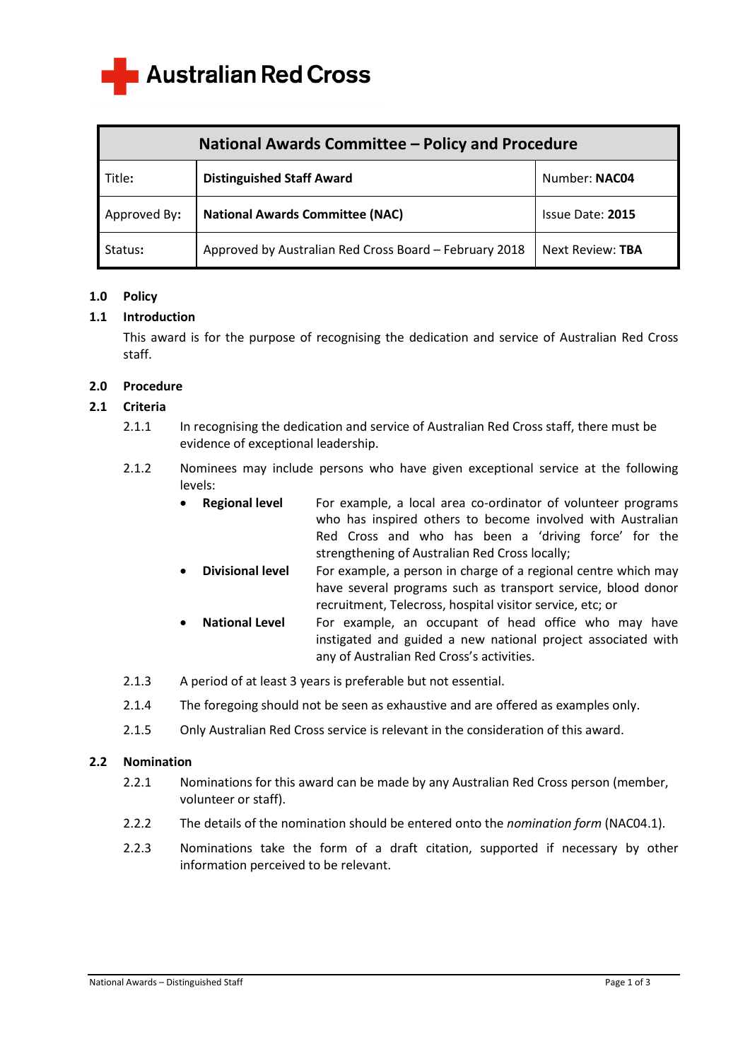Australian Red Cross

| National Awards Committee – Policy and Procedure | | |
|---|---|---|
| Title: | **Distinguished Staff Award** | Number: **NAC04** |
| Approved By: | **National Awards Committee (NAC)** | Issue Date: **2015** |
| Status: | Approved by Australian Red Cross Board – February 2018 | Next Review: **TBA** |

## 1.0 Policy

### 1.1 Introduction

This award is for the purpose of recognising the dedication and service of Australian Red Cross staff.

## 2.0 Procedure

### 2.1 Criteria

2.1.1 In recognising the dedication and service of Australian Red Cross staff, there must be evidence of exceptional leadership.

2.1.2 Nominees may include persons who have given exceptional service at the following levels:

- **Regional level** — For example, a local area co-ordinator of volunteer programs who has inspired others to become involved with Australian Red Cross and who has been a 'driving force' for the strengthening of Australian Red Cross locally;
- **Divisional level** — For example, a person in charge of a regional centre which may have several programs such as transport service, blood donor recruitment, Telecross, hospital visitor service, etc; or
- **National Level** — For example, an occupant of head office who may have instigated and guided a new national project associated with any of Australian Red Cross's activities.

2.1.3 A period of at least 3 years is preferable but not essential.

2.1.4 The foregoing should not be seen as exhaustive and are offered as examples only.

2.1.5 Only Australian Red Cross service is relevant in the consideration of this award.

### 2.2 Nomination

2.2.1 Nominations for this award can be made by any Australian Red Cross person (member, volunteer or staff).

2.2.2 The details of the nomination should be entered onto the *nomination form* (NAC04.1).

2.2.3 Nominations take the form of a draft citation, supported if necessary by other information perceived to be relevant.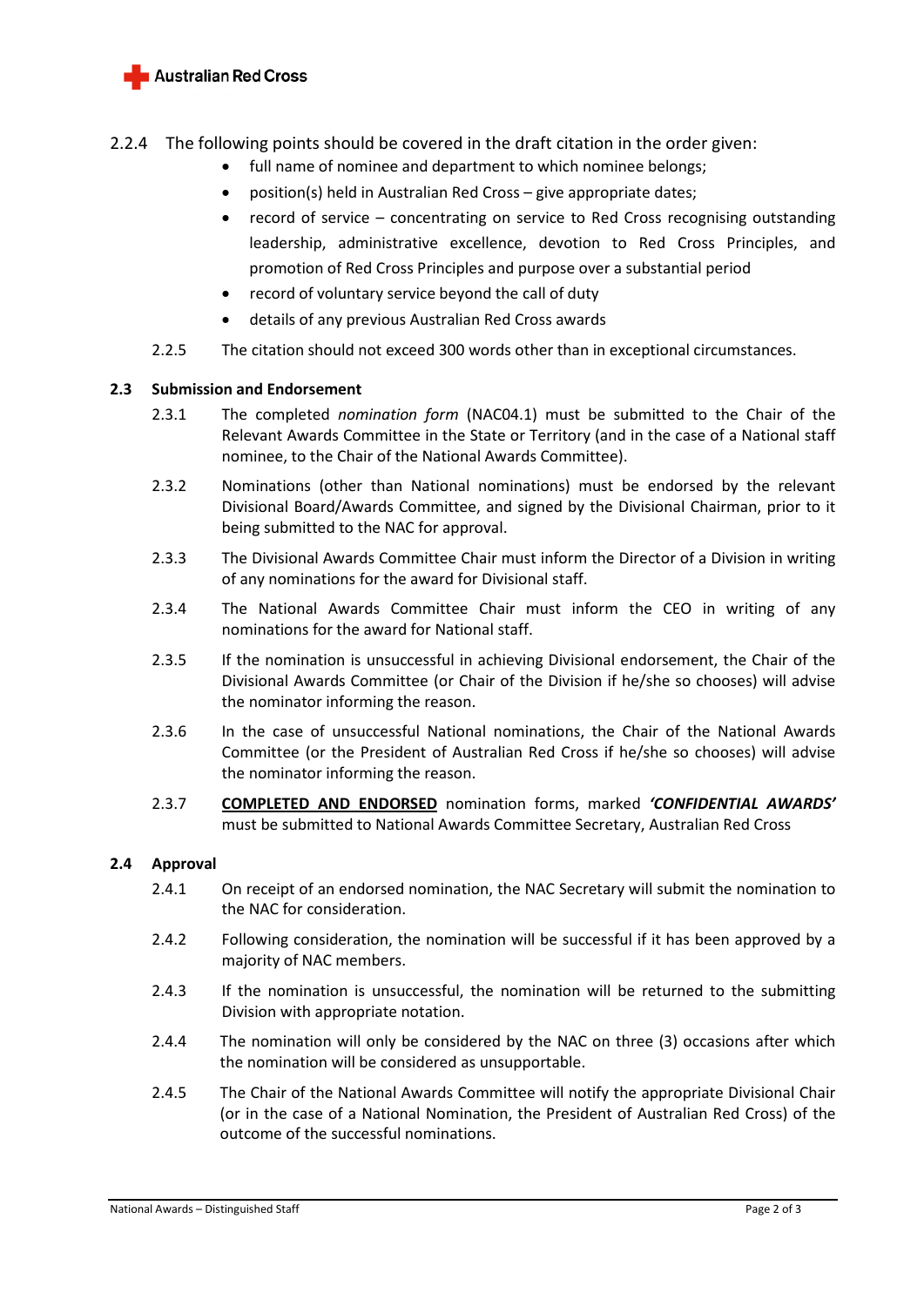2.2.4 The following points should be covered in the draft citation in the order given:

- full name of nominee and department to which nominee belongs;
- position(s) held in Australian Red Cross – give appropriate dates;
- record of service – concentrating on service to Red Cross recognising outstanding leadership, administrative excellence, devotion to Red Cross Principles, and promotion of Red Cross Principles and purpose over a substantial period
- record of voluntary service beyond the call of duty
- details of any previous Australian Red Cross awards

2.2.5 The citation should not exceed 300 words other than in exceptional circumstances.

### 2.3 Submission and Endorsement

2.3.1 The completed *nomination form* (NAC04.1) must be submitted to the Chair of the Relevant Awards Committee in the State or Territory (and in the case of a National staff nominee, to the Chair of the National Awards Committee).

2.3.2 Nominations (other than National nominations) must be endorsed by the relevant Divisional Board/Awards Committee, and signed by the Divisional Chairman, prior to it being submitted to the NAC for approval.

2.3.3 The Divisional Awards Committee Chair must inform the Director of a Division in writing of any nominations for the award for Divisional staff.

2.3.4 The National Awards Committee Chair must inform the CEO in writing of any nominations for the award for National staff.

2.3.5 If the nomination is unsuccessful in achieving Divisional endorsement, the Chair of the Divisional Awards Committee (or Chair of the Division if he/she so chooses) will advise the nominator informing the reason.

2.3.6 In the case of unsuccessful National nominations, the Chair of the National Awards Committee (or the President of Australian Red Cross if he/she so chooses) will advise the nominator informing the reason.

2.3.7 **COMPLETED AND ENDORSED** nomination forms, marked ***'CONFIDENTIAL AWARDS'*** must be submitted to National Awards Committee Secretary, Australian Red Cross

### 2.4 Approval

2.4.1 On receipt of an endorsed nomination, the NAC Secretary will submit the nomination to the NAC for consideration.

2.4.2 Following consideration, the nomination will be successful if it has been approved by a majority of NAC members.

2.4.3 If the nomination is unsuccessful, the nomination will be returned to the submitting Division with appropriate notation.

2.4.4 The nomination will only be considered by the NAC on three (3) occasions after which the nomination will be considered as unsupportable.

2.4.5 The Chair of the National Awards Committee will notify the appropriate Divisional Chair (or in the case of a National Nomination, the President of Australian Red Cross) of the outcome of the successful nominations.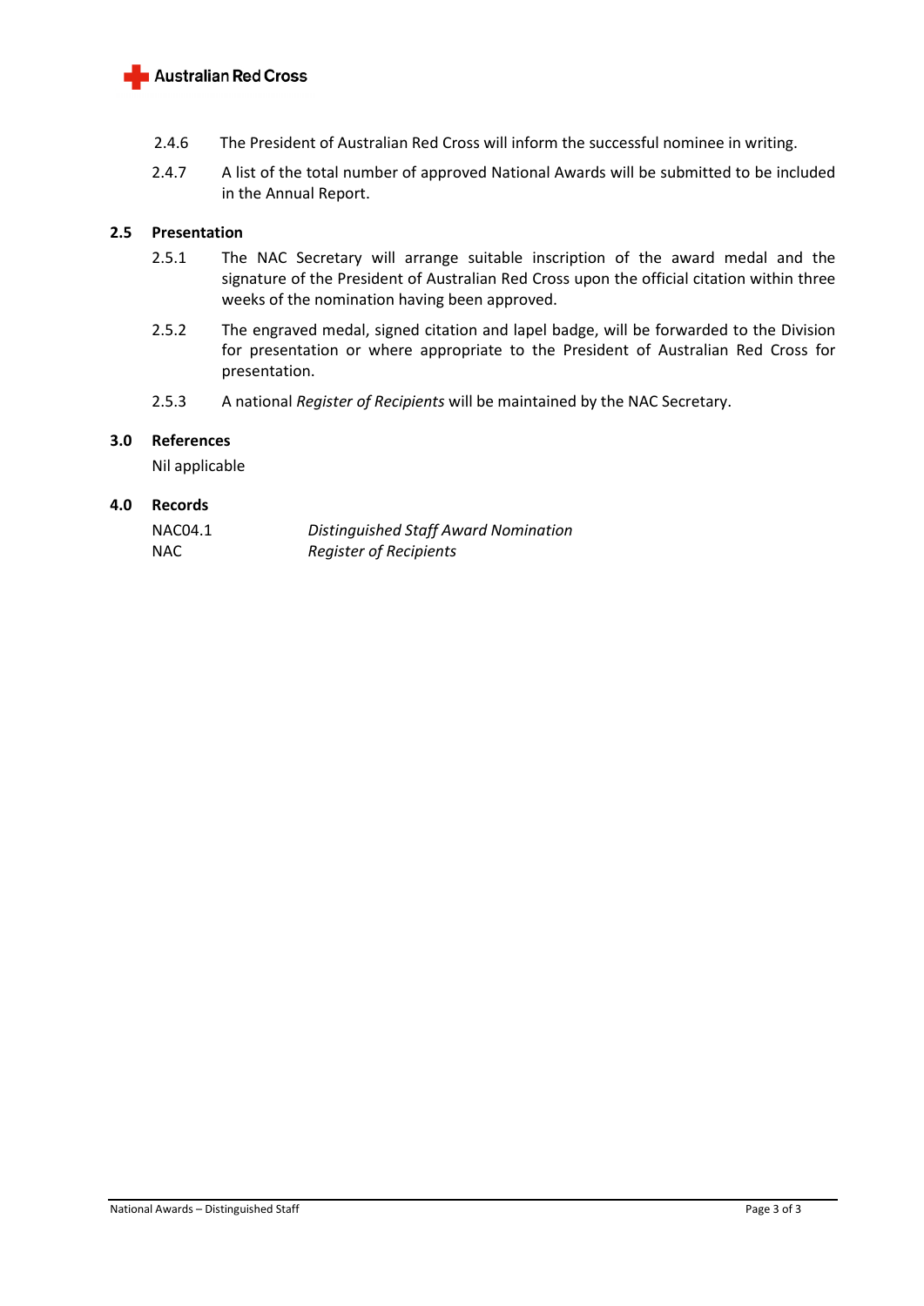2.4.6 The President of Australian Red Cross will inform the successful nominee in writing.

2.4.7 A list of the total number of approved National Awards will be submitted to be included in the Annual Report.

### 2.5 Presentation

2.5.1 The NAC Secretary will arrange suitable inscription of the award medal and the signature of the President of Australian Red Cross upon the official citation within three weeks of the nomination having been approved.

2.5.2 The engraved medal, signed citation and lapel badge, will be forwarded to the Division for presentation or where appropriate to the President of Australian Red Cross for presentation.

2.5.3 A national *Register of Recipients* will be maintained by the NAC Secretary.

## 3.0 References

Nil applicable

## 4.0 Records

| | |
|---|---|
| NAC04.1 | *Distinguished Staff Award Nomination* |
| NAC | *Register of Recipients* |